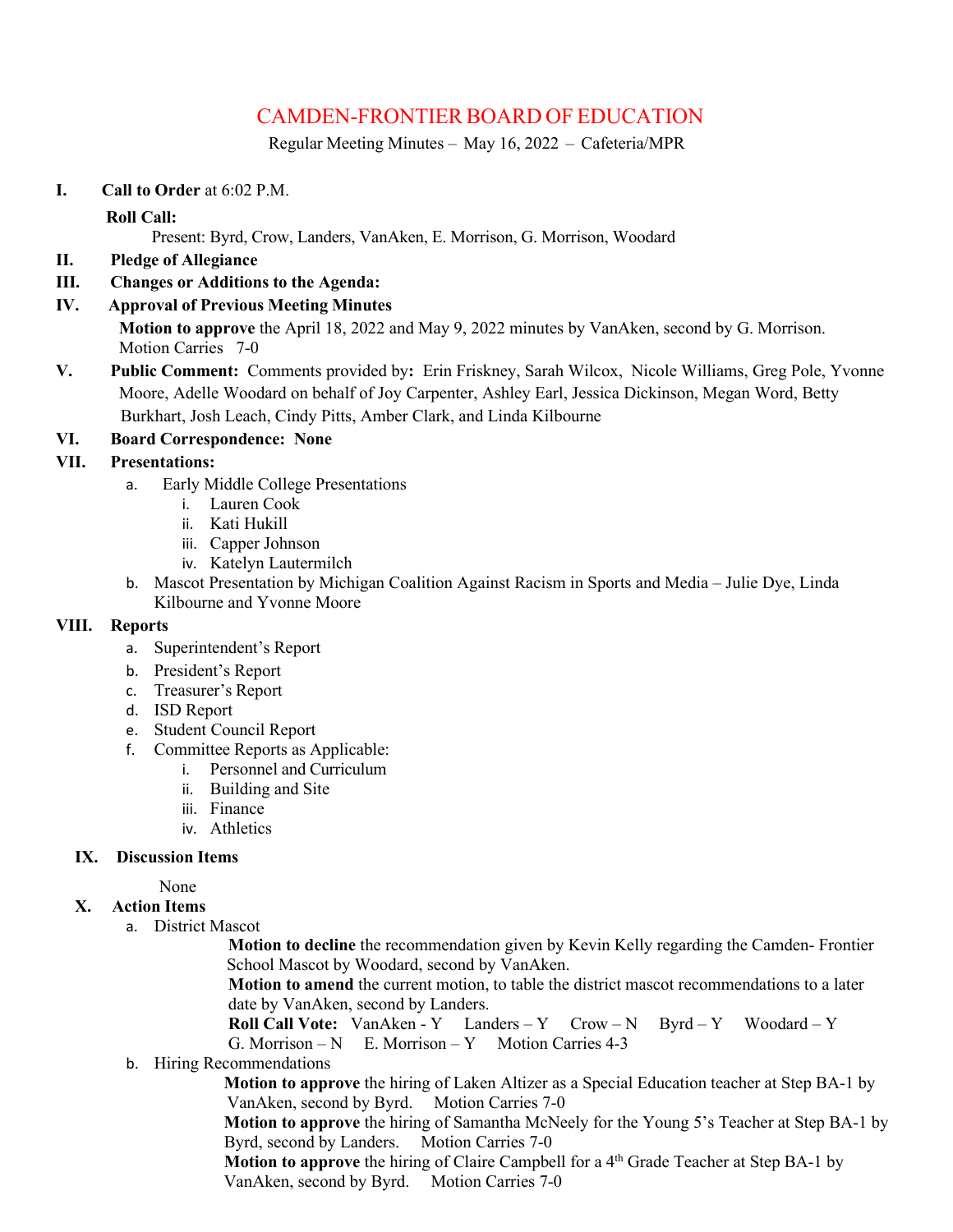# CAMDEN-FRONTIER BOARD OF EDUCATION

Regular Meeting Minutes – May 16, 2022 – Cafeteria/MPR

**I. Call to Order** at 6:02 P.M.

**Roll Call:**

Present: Byrd, Crow, Landers, VanAken, E. Morrison, G. Morrison, Woodard

**II. Pledge of Allegiance**

**III. Changes or Additions to the Agenda:**

**IV. Approval of Previous Meeting Minutes**

**Motion to approve** the April 18, 2022 and May 9, 2022 minutes by VanAken, second by G. Morrison. Motion Carries 7-0

**V. Public Comment:** Comments provided by**:** Erin Friskney, Sarah Wilcox, Nicole Williams, Greg Pole, Yvonne Moore, Adelle Woodard on behalf of Joy Carpenter, Ashley Earl, Jessica Dickinson, Megan Word, Betty Burkhart, Josh Leach, Cindy Pitts, Amber Clark, and Linda Kilbourne

**VI. Board Correspondence: None**

**VII. Presentations:**

a. Early Middle College Presentations
   i. Lauren Cook
   ii. Kati Hukill
   iii. Capper Johnson
   iv. Katelyn Lautermilch

b. Mascot Presentation by Michigan Coalition Against Racism in Sports and Media – Julie Dye, Linda Kilbourne and Yvonne Moore

**VIII. Reports**

a. Superintendent's Report
b. President's Report
c. Treasurer's Report
d. ISD Report
e. Student Council Report
f. Committee Reports as Applicable:
   i. Personnel and Curriculum
   ii. Building and Site
   iii. Finance
   iv. Athletics

**IX. Discussion Items**

None

**X. Action Items**

a. District Mascot

**Motion to decline** the recommendation given by Kevin Kelly regarding the Camden- Frontier School Mascot by Woodard, second by VanAken.

**Motion to amend** the current motion, to table the district mascot recommendations to a later date by VanAken, second by Landers.

**Roll Call Vote:** VanAken - Y Landers – Y Crow – N Byrd – Y Woodard – Y G. Morrison – N E. Morrison – Y Motion Carries 4-3

b. Hiring Recommendations

**Motion to approve** the hiring of Laken Altizer as a Special Education teacher at Step BA-1 by VanAken, second by Byrd. Motion Carries 7-0

**Motion to approve** the hiring of Samantha McNeely for the Young 5's Teacher at Step BA-1 by Byrd, second by Landers. Motion Carries 7-0

**Motion to approve** the hiring of Claire Campbell for a 4th Grade Teacher at Step BA-1 by VanAken, second by Byrd. Motion Carries 7-0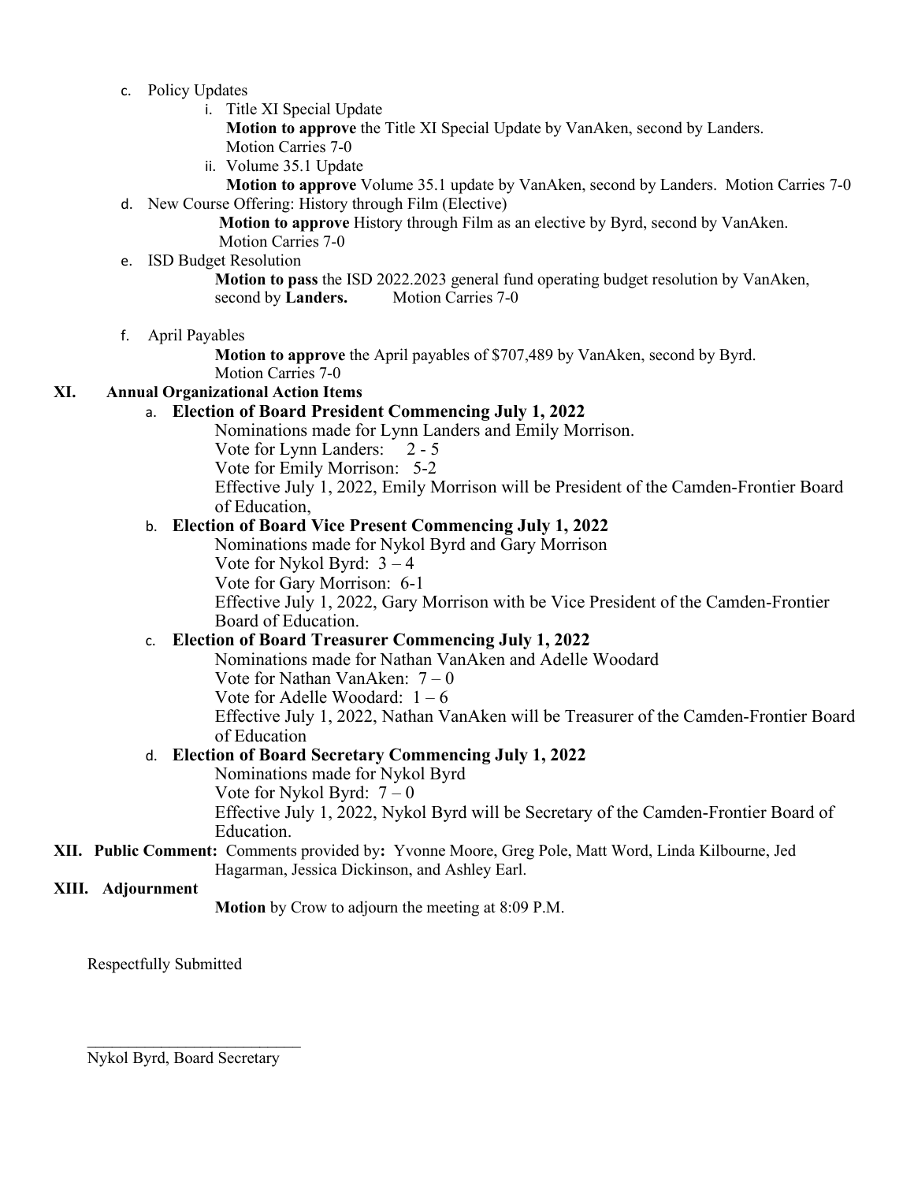c. Policy Updates
    i. Title XI Special Update
        **Motion to approve** the Title XI Special Update by VanAken, second by Landers.
        Motion Carries 7-0
    ii. Volume 35.1 Update
        **Motion to approve** Volume 35.1 update by VanAken, second by Landers. Motion Carries 7-0

d. New Course Offering: History through Film (Elective)
    **Motion to approve** History through Film as an elective by Byrd, second by VanAken.
    Motion Carries 7-0

e. ISD Budget Resolution
    **Motion to pass** the ISD 2022.2023 general fund operating budget resolution by VanAken, second by **Landers.** Motion Carries 7-0

f. April Payables
    **Motion to approve** the April payables of $707,489 by VanAken, second by Byrd.
    Motion Carries 7-0

**XI. Annual Organizational Action Items**

a. **Election of Board President Commencing July 1, 2022**
    Nominations made for Lynn Landers and Emily Morrison.
    Vote for Lynn Landers: 2 - 5
    Vote for Emily Morrison: 5-2
    Effective July 1, 2022, Emily Morrison will be President of the Camden-Frontier Board of Education,

b. **Election of Board Vice Present Commencing July 1, 2022**
    Nominations made for Nykol Byrd and Gary Morrison
    Vote for Nykol Byrd: 3 – 4
    Vote for Gary Morrison: 6-1
    Effective July 1, 2022, Gary Morrison with be Vice President of the Camden-Frontier Board of Education.

c. **Election of Board Treasurer Commencing July 1, 2022**
    Nominations made for Nathan VanAken and Adelle Woodard
    Vote for Nathan VanAken: 7 – 0
    Vote for Adelle Woodard: 1 – 6
    Effective July 1, 2022, Nathan VanAken will be Treasurer of the Camden-Frontier Board of Education

d. **Election of Board Secretary Commencing July 1, 2022**
    Nominations made for Nykol Byrd
    Vote for Nykol Byrd: 7 – 0
    Effective July 1, 2022, Nykol Byrd will be Secretary of the Camden-Frontier Board of Education.

**XII. Public Comment:** Comments provided by**:** Yvonne Moore, Greg Pole, Matt Word, Linda Kilbourne, Jed Hagarman, Jessica Dickinson, and Ashley Earl.

**XIII. Adjournment**

**Motion** by Crow to adjourn the meeting at 8:09 P.M.

Respectfully Submitted

___________________________
Nykol Byrd, Board Secretary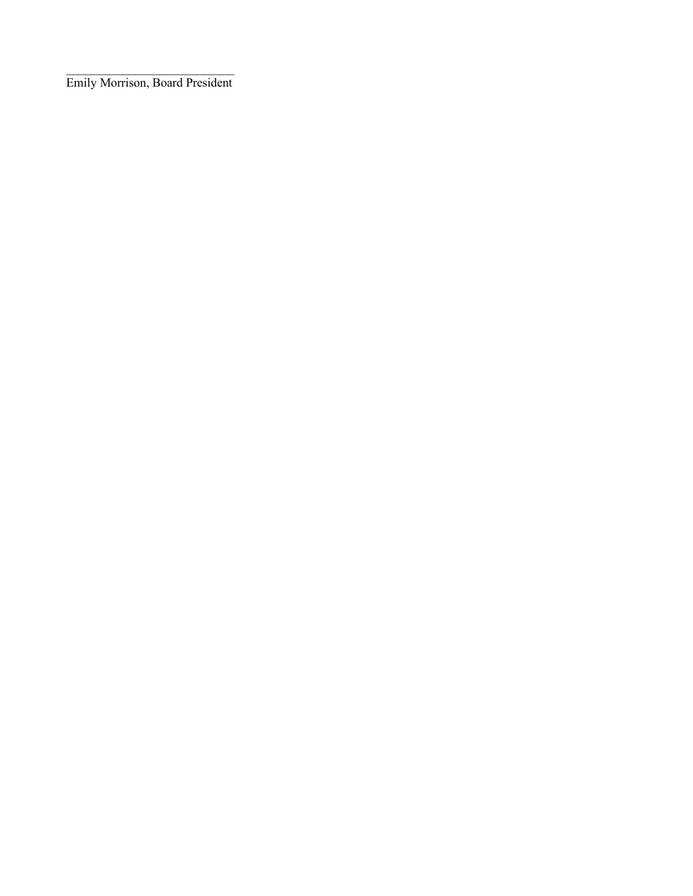___________________________
Emily Morrison, Board President